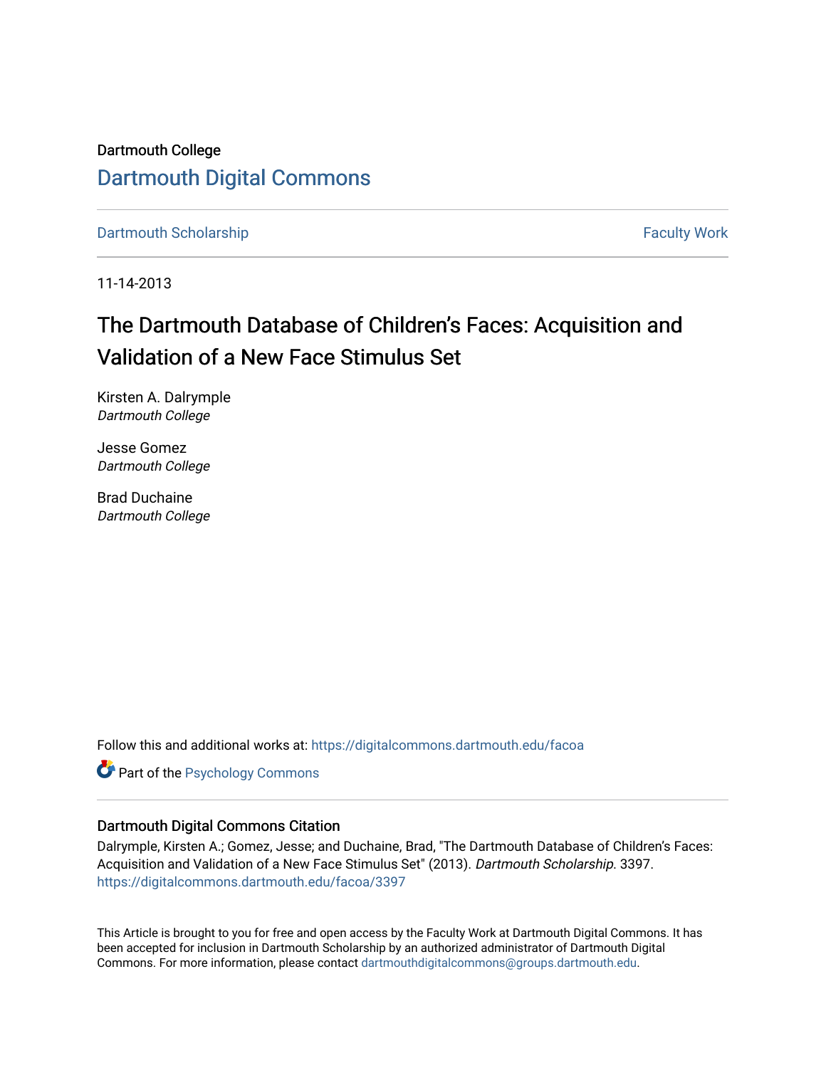Dartmouth College

# Dartmouth Digital Commons

Dartmouth Scholarship | Faculty Work

11-14-2013

# The Dartmouth Database of Children's Faces: Acquisition and Validation of a New Face Stimulus Set

Kirsten A. Dalrymple
*Dartmouth College*

Jesse Gomez
*Dartmouth College*

Brad Duchaine
*Dartmouth College*

Follow this and additional works at: https://digitalcommons.dartmouth.edu/facoa

Part of the Psychology Commons

## Dartmouth Digital Commons Citation

Dalrymple, Kirsten A.; Gomez, Jesse; and Duchaine, Brad, "The Dartmouth Database of Children's Faces: Acquisition and Validation of a New Face Stimulus Set" (2013). *Dartmouth Scholarship*. 3397.
https://digitalcommons.dartmouth.edu/facoa/3397

This Article is brought to you for free and open access by the Faculty Work at Dartmouth Digital Commons. It has been accepted for inclusion in Dartmouth Scholarship by an authorized administrator of Dartmouth Digital Commons. For more information, please contact dartmouthdigitalcommons@groups.dartmouth.edu.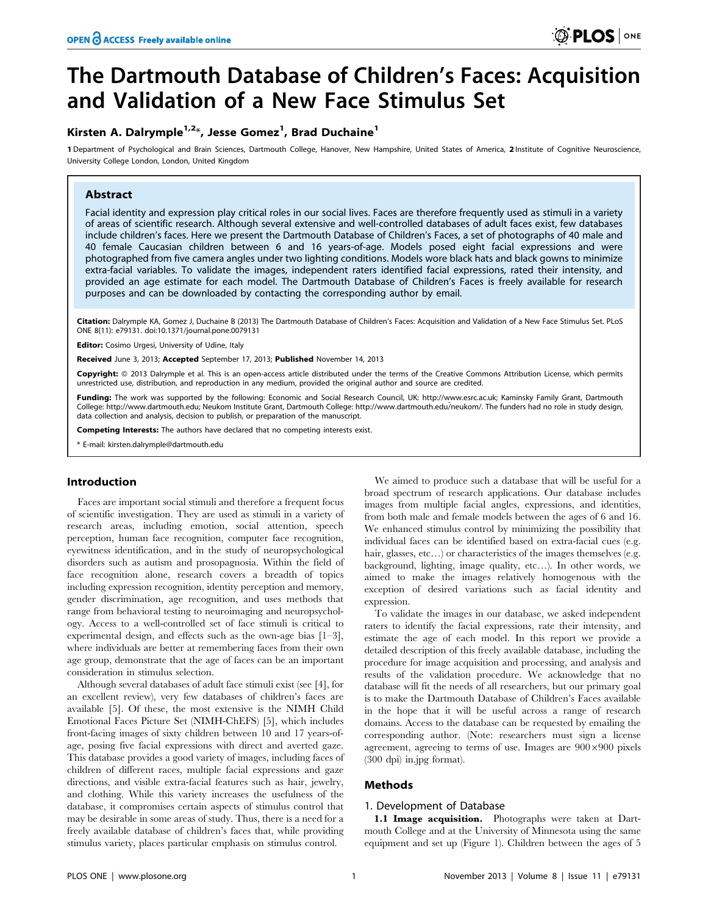# The Dartmouth Database of Children's Faces: Acquisition and Validation of a New Face Stimulus Set

**Kirsten A. Dalrymple[1,2]*, Jesse Gomez[1], Brad Duchaine[1]**

1 Department of Psychological and Brain Sciences, Dartmouth College, Hanover, New Hampshire, United States of America, 2 Institute of Cognitive Neuroscience, University College London, London, United Kingdom

## Abstract

Facial identity and expression play critical roles in our social lives. Faces are therefore frequently used as stimuli in a variety of areas of scientific research. Although several extensive and well-controlled databases of adult faces exist, few databases include children's faces. Here we present the Dartmouth Database of Children's Faces, a set of photographs of 40 male and 40 female Caucasian children between 6 and 16 years-of-age. Models posed eight facial expressions and were photographed from five camera angles under two lighting conditions. Models wore black hats and black gowns to minimize extra-facial variables. To validate the images, independent raters identified facial expressions, rated their intensity, and provided an age estimate for each model. The Dartmouth Database of Children's Faces is freely available for research purposes and can be downloaded by contacting the corresponding author by email.

**Citation:** Dalrymple KA, Gomez J, Duchaine B (2013) The Dartmouth Database of Children's Faces: Acquisition and Validation of a New Face Stimulus Set. PLoS ONE 8(11): e79131. doi:10.1371/journal.pone.0079131

**Editor:** Cosimo Urgesi, University of Udine, Italy

**Received** June 3, 2013; **Accepted** September 17, 2013; **Published** November 14, 2013

**Copyright:** © 2013 Dalrymple et al. This is an open-access article distributed under the terms of the Creative Commons Attribution License, which permits unrestricted use, distribution, and reproduction in any medium, provided the original author and source are credited.

**Funding:** The work was supported by the following: Economic and Social Research Council, UK: http://www.esrc.ac.uk; Kaminsky Family Grant, Dartmouth College: http://www.dartmouth.edu; Neukom Institute Grant, Dartmouth College: http://www.dartmouth.edu/neukom/. The funders had no role in study design, data collection and analysis, decision to publish, or preparation of the manuscript.

**Competing Interests:** The authors have declared that no competing interests exist.

* E-mail: kirsten.dalrymple@dartmouth.edu

## Introduction

Faces are important social stimuli and therefore a frequent focus of scientific investigation. They are used as stimuli in a variety of research areas, including emotion, social attention, speech perception, human face recognition, computer face recognition, eyewitness identification, and in the study of neuropsychological disorders such as autism and prosopagnosia. Within the field of face recognition alone, research covers a breadth of topics including expression recognition, identity perception and memory, gender discrimination, age recognition, and uses methods that range from behavioral testing to neuroimaging and neuropsychology. Access to a well-controlled set of face stimuli is critical to experimental design, and effects such as the own-age bias [1–3], where individuals are better at remembering faces from their own age group, demonstrate that the age of faces can be an important consideration in stimulus selection.

Although several databases of adult face stimuli exist (see [4], for an excellent review), very few databases of children's faces are available [5]. Of these, the most extensive is the NIMH Child Emotional Faces Picture Set (NIMH-ChEFS) [5], which includes front-facing images of sixty children between 10 and 17 years-of-age, posing five facial expressions with direct and averted gaze. This database provides a good variety of images, including faces of children of different races, multiple facial expressions and gaze directions, and visible extra-facial features such as hair, jewelry, and clothing. While this variety increases the usefulness of the database, it compromises certain aspects of stimulus control that may be desirable in some areas of study. Thus, there is a need for a freely available database of children's faces that, while providing stimulus variety, places particular emphasis on stimulus control.

We aimed to produce such a database that will be useful for a broad spectrum of research applications. Our database includes images from multiple facial angles, expressions, and identities, from both male and female models between the ages of 6 and 16. We enhanced stimulus control by minimizing the possibility that individual faces can be identified based on extra-facial cues (e.g. hair, glasses, etc…) or characteristics of the images themselves (e.g. background, lighting, image quality, etc…). In other words, we aimed to make the images relatively homogenous with the exception of desired variations such as facial identity and expression.

To validate the images in our database, we asked independent raters to identify the facial expressions, rate their intensity, and estimate the age of each model. In this report we provide a detailed description of this freely available database, including the procedure for image acquisition and processing, and analysis and results of the validation procedure. We acknowledge that no database will fit the needs of all researchers, but our primary goal is to make the Dartmouth Database of Children's Faces available in the hope that it will be useful across a range of research domains. Access to the database can be requested by emailing the corresponding author. (Note: researchers must sign a license agreement, agreeing to terms of use. Images are 900×900 pixels (300 dpi) in.jpg format).

## Methods

### 1. Development of Database

**1.1 Image acquisition.** Photographs were taken at Dartmouth College and at the University of Minnesota using the same equipment and set up (Figure 1). Children between the ages of 5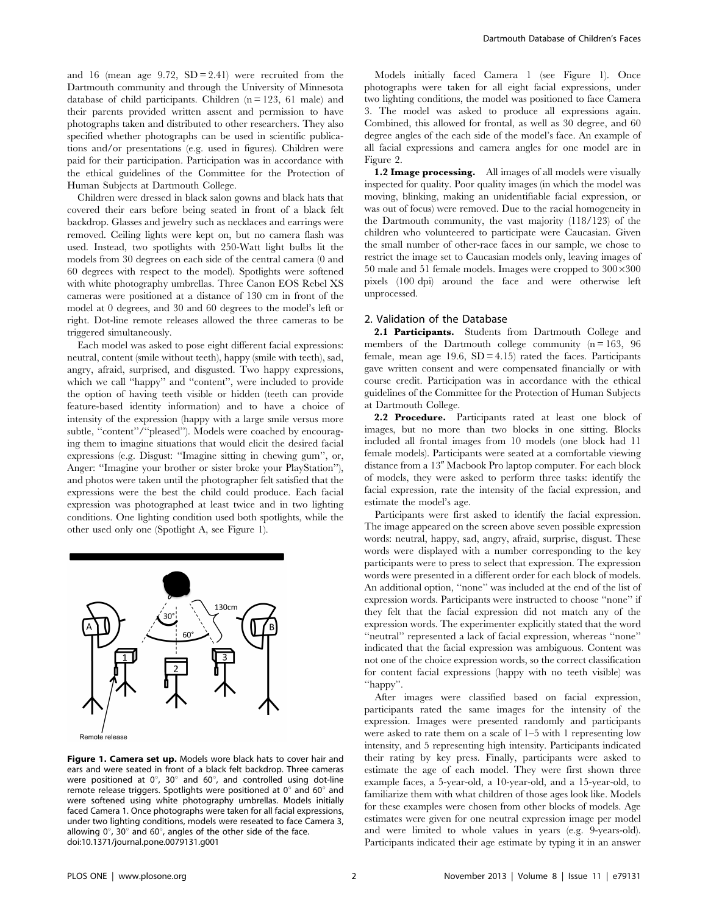and 16 (mean age 9.72, SD = 2.41) were recruited from the Dartmouth community and through the University of Minnesota database of child participants. Children (n = 123, 61 male) and their parents provided written assent and permission to have photographs taken and distributed to other researchers. They also specified whether photographs can be used in scientific publications and/or presentations (e.g. used in figures). Children were paid for their participation. Participation was in accordance with the ethical guidelines of the Committee for the Protection of Human Subjects at Dartmouth College.

Children were dressed in black salon gowns and black hats that covered their ears before being seated in front of a black felt backdrop. Glasses and jewelry such as necklaces and earrings were removed. Ceiling lights were kept on, but no camera flash was used. Instead, two spotlights with 250-Watt light bulbs lit the models from 30 degrees on each side of the central camera (0 and 60 degrees with respect to the model). Spotlights were softened with white photography umbrellas. Three Canon EOS Rebel XS cameras were positioned at a distance of 130 cm in front of the model at 0 degrees, and 30 and 60 degrees to the model's left or right. Dot-line remote releases allowed the three cameras to be triggered simultaneously.

Each model was asked to pose eight different facial expressions: neutral, content (smile without teeth), happy (smile with teeth), sad, angry, afraid, surprised, and disgusted. Two happy expressions, which we call "happy" and "content", were included to provide the option of having teeth visible or hidden (teeth can provide feature-based identity information) and to have a choice of intensity of the expression (happy with a large smile versus more subtle, "content"/"pleased"). Models were coached by encouraging them to imagine situations that would elicit the desired facial expressions (e.g. Disgust: "Imagine sitting in chewing gum", or, Anger: "Imagine your brother or sister broke your PlayStation"), and photos were taken until the photographer felt satisfied that the expressions were the best the child could produce. Each facial expression was photographed at least twice and in two lighting conditions. One lighting condition used both spotlights, while the other used only one (Spotlight A, see Figure 1).

**Figure 1. Camera set up.** Models wore black hats to cover hair and ears and were seated in front of a black felt backdrop. Three cameras were positioned at 0°, 30° and 60°, and controlled using dot-line remote release triggers. Spotlights were positioned at 0° and 60° and were softened using white photography umbrellas. Models initially faced Camera 1. Once photographs were taken for all facial expressions, under two lighting conditions, models were reseated to face Camera 3, allowing 0°, 30° and 60°, angles of the other side of the face.
doi:10.1371/journal.pone.0079131.g001

Models initially faced Camera 1 (see Figure 1). Once photographs were taken for all eight facial expressions, under two lighting conditions, the model was positioned to face Camera 3. The model was asked to produce all expressions again. Combined, this allowed for frontal, as well as 30 degree, and 60 degree angles of the each side of the model's face. An example of all facial expressions and camera angles for one model are in Figure 2.

**1.2 Image processing.** All images of all models were visually inspected for quality. Poor quality images (in which the model was moving, blinking, making an unidentifiable facial expression, or was out of focus) were removed. Due to the racial homogeneity in the Dartmouth community, the vast majority (118/123) of the children who volunteered to participate were Caucasian. Given the small number of other-race faces in our sample, we chose to restrict the image set to Caucasian models only, leaving images of 50 male and 51 female models. Images were cropped to 300×300 pixels (100 dpi) around the face and were otherwise left unprocessed.

## 2. Validation of the Database

**2.1 Participants.** Students from Dartmouth College and members of the Dartmouth college community (n = 163, 96 female, mean age 19.6, SD = 4.15) rated the faces. Participants gave written consent and were compensated financially or with course credit. Participation was in accordance with the ethical guidelines of the Committee for the Protection of Human Subjects at Dartmouth College.

**2.2 Procedure.** Participants rated at least one block of images, but no more than two blocks in one sitting. Blocks included all frontal images from 10 models (one block had 11 female models). Participants were seated at a comfortable viewing distance from a 13″ Macbook Pro laptop computer. For each block of models, they were asked to perform three tasks: identify the facial expression, rate the intensity of the facial expression, and estimate the model's age.

Participants were first asked to identify the facial expression. The image appeared on the screen above seven possible expression words: neutral, happy, sad, angry, afraid, surprise, disgust. These words were displayed with a number corresponding to the key participants were to press to select that expression. The expression words were presented in a different order for each block of models. An additional option, "none" was included at the end of the list of expression words. Participants were instructed to choose "none" if they felt that the facial expression did not match any of the expression words. The experimenter explicitly stated that the word "neutral" represented a lack of facial expression, whereas "none" indicated that the facial expression was ambiguous. Content was not one of the choice expression words, so the correct classification for content facial expressions (happy with no teeth visible) was "happy".

After images were classified based on facial expression, participants rated the same images for the intensity of the expression. Images were presented randomly and participants were asked to rate them on a scale of 1–5 with 1 representing low intensity, and 5 representing high intensity. Participants indicated their rating by key press. Finally, participants were asked to estimate the age of each model. They were first shown three example faces, a 5-year-old, a 10-year-old, and a 15-year-old, to familiarize them with what children of those ages look like. Models for these examples were chosen from other blocks of models. Age estimates were given for one neutral expression image per model and were limited to whole values in years (e.g. 9-years-old). Participants indicated their age estimate by typing it in an answer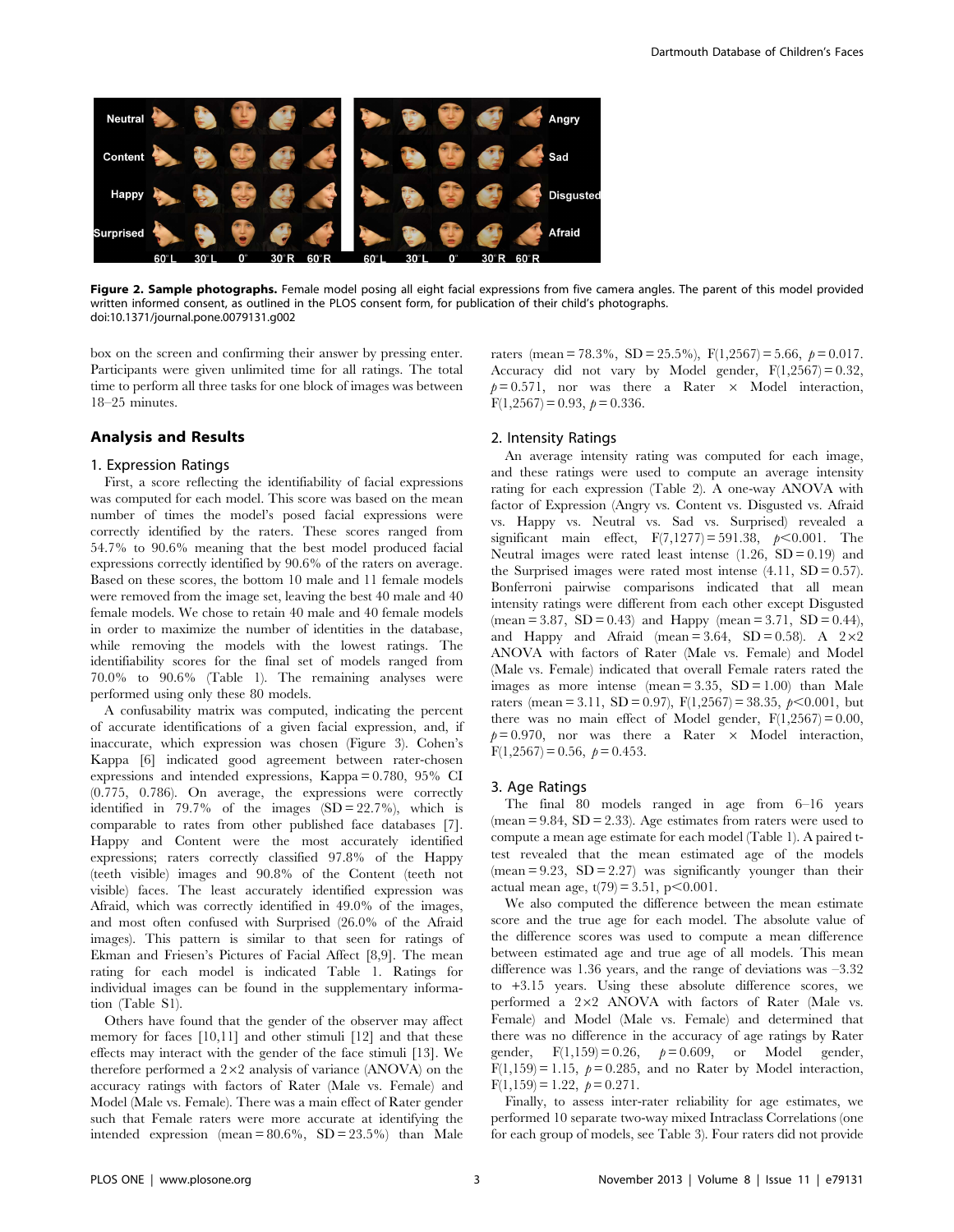**Figure 2. Sample photographs.** Female model posing all eight facial expressions from five camera angles. The parent of this model provided written informed consent, as outlined in the PLOS consent form, for publication of their child's photographs.
doi:10.1371/journal.pone.0079131.g002

box on the screen and confirming their answer by pressing enter. Participants were given unlimited time for all ratings. The total time to perform all three tasks for one block of images was between 18–25 minutes.

## Analysis and Results

### 1. Expression Ratings

First, a score reflecting the identifiability of facial expressions was computed for each model. This score was based on the mean number of times the model's posed facial expressions were correctly identified by the raters. These scores ranged from 54.7% to 90.6% meaning that the best model produced facial expressions correctly identified by 90.6% of the raters on average. Based on these scores, the bottom 10 male and 11 female models were removed from the image set, leaving the best 40 male and 40 female models. We chose to retain 40 male and 40 female models in order to maximize the number of identities in the database, while removing the models with the lowest ratings. The identifiability scores for the final set of models ranged from 70.0% to 90.6% (Table 1). The remaining analyses were performed using only these 80 models.

A confusability matrix was computed, indicating the percent of accurate identifications of a given facial expression, and, if inaccurate, which expression was chosen (Figure 3). Cohen's Kappa [6] indicated good agreement between rater-chosen expressions and intended expressions, Kappa = 0.780, 95% CI (0.775, 0.786). On average, the expressions were correctly identified in 79.7% of the images (SD = 22.7%), which is comparable to rates from other published face databases [7]. Happy and Content were the most accurately identified expressions; raters correctly classified 97.8% of the Happy (teeth visible) images and 90.8% of the Content (teeth not visible) faces. The least accurately identified expression was Afraid, which was correctly identified in 49.0% of the images, and most often confused with Surprised (26.0% of the Afraid images). This pattern is similar to that seen for ratings of Ekman and Friesen's Pictures of Facial Affect [8,9]. The mean rating for each model is indicated Table 1. Ratings for individual images can be found in the supplementary information (Table S1).

Others have found that the gender of the observer may affect memory for faces [10,11] and other stimuli [12] and that these effects may interact with the gender of the face stimuli [13]. We therefore performed a 2×2 analysis of variance (ANOVA) on the accuracy ratings with factors of Rater (Male vs. Female) and Model (Male vs. Female). There was a main effect of Rater gender such that Female raters were more accurate at identifying the intended expression (mean = 80.6%, SD = 23.5%) than Male raters (mean = 78.3%, SD = 25.5%), $F(1,2567) = 5.66$, $p = 0.017$. Accuracy did not vary by Model gender, $F(1,2567) = 0.32$, $p = 0.571$, nor was there a Rater × Model interaction, $F(1,2567) = 0.93$, $p = 0.336$.

### 2. Intensity Ratings

An average intensity rating was computed for each image, and these ratings were used to compute an average intensity rating for each expression (Table 2). A one-way ANOVA with factor of Expression (Angry vs. Content vs. Disgusted vs. Afraid vs. Happy vs. Neutral vs. Sad vs. Surprised) revealed a significant main effect, $F(7,1277) = 591.38$, $p < 0.001$. The Neutral images were rated least intense (1.26, SD = 0.19) and the Surprised images were rated most intense (4.11, SD = 0.57). Bonferroni pairwise comparisons indicated that all mean intensity ratings were different from each other except Disgusted (mean = 3.87, SD = 0.43) and Happy (mean = 3.71, SD = 0.44), and Happy and Afraid (mean = 3.64, SD = 0.58). A 2×2 ANOVA with factors of Rater (Male vs. Female) and Model (Male vs. Female) indicated that overall Female raters rated the images as more intense (mean = 3.35, SD = 1.00) than Male raters (mean = 3.11, SD = 0.97), $F(1,2567) = 38.35$, $p < 0.001$, but there was no main effect of Model gender, $F(1,2567) = 0.00$, $p = 0.970$, nor was there a Rater × Model interaction, $F(1,2567) = 0.56$, $p = 0.453$.

### 3. Age Ratings

The final 80 models ranged in age from 6–16 years (mean = 9.84, SD = 2.33). Age estimates from raters were used to compute a mean age estimate for each model (Table 1). A paired t-test revealed that the mean estimated age of the models (mean = 9.23, SD = 2.27) was significantly younger than their actual mean age, $t(79) = 3.51$, $p < 0.001$.

We also computed the difference between the mean estimate score and the true age for each model. The absolute value of the difference scores was used to compute a mean difference between estimated age and true age of all models. This mean difference was 1.36 years, and the range of deviations was –3.32 to +3.15 years. Using these absolute difference scores, we performed a 2×2 ANOVA with factors of Rater (Male vs. Female) and Model (Male vs. Female) and determined that there was no difference in the accuracy of age ratings by Rater gender, $F(1,159) = 0.26$, $p = 0.609$, or Model gender, $F(1,159) = 1.15$, $p = 0.285$, and no Rater by Model interaction, $F(1,159) = 1.22$, $p = 0.271$.

Finally, to assess inter-rater reliability for age estimates, we performed 10 separate two-way mixed Intraclass Correlations (one for each group of models, see Table 3). Four raters did not provide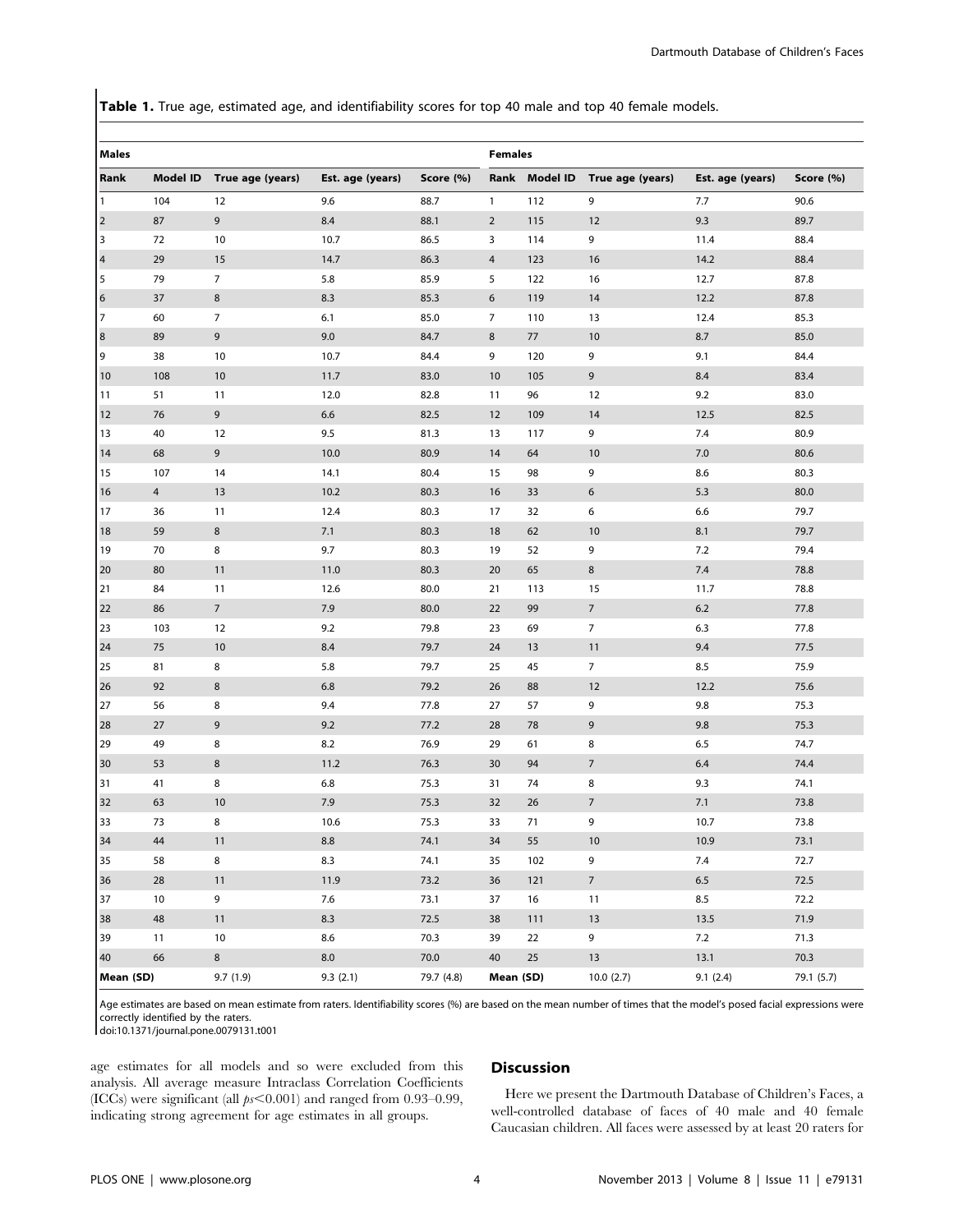**Table 1.** True age, estimated age, and identifiability scores for top 40 male and top 40 female models.

| Males | | | | | Females | | | | |
|---|---|---|---|---|---|---|---|---|---|
| Rank | Model ID | True age (years) | Est. age (years) | Score (%) | Rank | Model ID | True age (years) | Est. age (years) | Score (%) |
| 1 | 104 | 12 | 9.6 | 88.7 | 1 | 112 | 9 | 7.7 | 90.6 |
| 2 | 87 | 9 | 8.4 | 88.1 | 2 | 115 | 12 | 9.3 | 89.7 |
| 3 | 72 | 10 | 10.7 | 86.5 | 3 | 114 | 9 | 11.4 | 88.4 |
| 4 | 29 | 15 | 14.7 | 86.3 | 4 | 123 | 16 | 14.2 | 88.4 |
| 5 | 79 | 7 | 5.8 | 85.9 | 5 | 122 | 16 | 12.7 | 87.8 |
| 6 | 37 | 8 | 8.3 | 85.3 | 6 | 119 | 14 | 12.2 | 87.8 |
| 7 | 60 | 7 | 6.1 | 85.0 | 7 | 110 | 13 | 12.4 | 85.3 |
| 8 | 89 | 9 | 9.0 | 84.7 | 8 | 77 | 10 | 8.7 | 85.0 |
| 9 | 38 | 10 | 10.7 | 84.4 | 9 | 120 | 9 | 9.1 | 84.4 |
| 10 | 108 | 10 | 11.7 | 83.0 | 10 | 105 | 9 | 8.4 | 83.4 |
| 11 | 51 | 11 | 12.0 | 82.8 | 11 | 96 | 12 | 9.2 | 83.0 |
| 12 | 76 | 9 | 6.6 | 82.5 | 12 | 109 | 14 | 12.5 | 82.5 |
| 13 | 40 | 12 | 9.5 | 81.3 | 13 | 117 | 9 | 7.4 | 80.9 |
| 14 | 68 | 9 | 10.0 | 80.9 | 14 | 64 | 10 | 7.0 | 80.6 |
| 15 | 107 | 14 | 14.1 | 80.4 | 15 | 98 | 9 | 8.6 | 80.3 |
| 16 | 4 | 13 | 10.2 | 80.3 | 16 | 33 | 6 | 5.3 | 80.0 |
| 17 | 36 | 11 | 12.4 | 80.3 | 17 | 32 | 6 | 6.6 | 79.7 |
| 18 | 59 | 8 | 7.1 | 80.3 | 18 | 62 | 10 | 8.1 | 79.7 |
| 19 | 70 | 8 | 9.7 | 80.3 | 19 | 52 | 9 | 7.2 | 79.4 |
| 20 | 80 | 11 | 11.0 | 80.3 | 20 | 65 | 8 | 7.4 | 78.8 |
| 21 | 84 | 11 | 12.6 | 80.0 | 21 | 113 | 15 | 11.7 | 78.8 |
| 22 | 86 | 7 | 7.9 | 80.0 | 22 | 99 | 7 | 6.2 | 77.8 |
| 23 | 103 | 12 | 9.2 | 79.8 | 23 | 69 | 7 | 6.3 | 77.8 |
| 24 | 75 | 10 | 8.4 | 79.7 | 24 | 13 | 11 | 9.4 | 77.5 |
| 25 | 81 | 8 | 5.8 | 79.7 | 25 | 45 | 7 | 8.5 | 75.9 |
| 26 | 92 | 8 | 6.8 | 79.2 | 26 | 88 | 12 | 12.2 | 75.6 |
| 27 | 56 | 8 | 9.4 | 77.8 | 27 | 57 | 9 | 9.8 | 75.3 |
| 28 | 27 | 9 | 9.2 | 77.2 | 28 | 78 | 9 | 9.8 | 75.3 |
| 29 | 49 | 8 | 8.2 | 76.9 | 29 | 61 | 8 | 6.5 | 74.7 |
| 30 | 53 | 8 | 11.2 | 76.3 | 30 | 94 | 7 | 6.4 | 74.4 |
| 31 | 41 | 8 | 6.8 | 75.3 | 31 | 74 | 8 | 9.3 | 74.1 |
| 32 | 63 | 10 | 7.9 | 75.3 | 32 | 26 | 7 | 7.1 | 73.8 |
| 33 | 73 | 8 | 10.6 | 75.3 | 33 | 71 | 9 | 10.7 | 73.8 |
| 34 | 44 | 11 | 8.8 | 74.1 | 34 | 55 | 10 | 10.9 | 73.1 |
| 35 | 58 | 8 | 8.3 | 74.1 | 35 | 102 | 9 | 7.4 | 72.7 |
| 36 | 28 | 11 | 11.9 | 73.2 | 36 | 121 | 7 | 6.5 | 72.5 |
| 37 | 10 | 9 | 7.6 | 73.1 | 37 | 16 | 11 | 8.5 | 72.2 |
| 38 | 48 | 11 | 8.3 | 72.5 | 38 | 111 | 13 | 13.5 | 71.9 |
| 39 | 11 | 10 | 8.6 | 70.3 | 39 | 22 | 9 | 7.2 | 71.3 |
| 40 | 66 | 8 | 8.0 | 70.0 | 40 | 25 | 13 | 13.1 | 70.3 |
| Mean (SD) | | 9.7 (1.9) | 9.3 (2.1) | 79.7 (4.8) | Mean (SD) | | 10.0 (2.7) | 9.1 (2.4) | 79.1 (5.7) |

Age estimates are based on mean estimate from raters. Identifiability scores (%) are based on the mean number of times that the model's posed facial expressions were correctly identified by the raters.
doi:10.1371/journal.pone.0079131.t001

age estimates for all models and so were excluded from this analysis. All average measure Intraclass Correlation Coefficients (ICCs) were significant (all $ps < 0.001$) and ranged from 0.93–0.99, indicating strong agreement for age estimates in all groups.

## Discussion

Here we present the Dartmouth Database of Children's Faces, a well-controlled database of faces of 40 male and 40 female Caucasian children. All faces were assessed by at least 20 raters for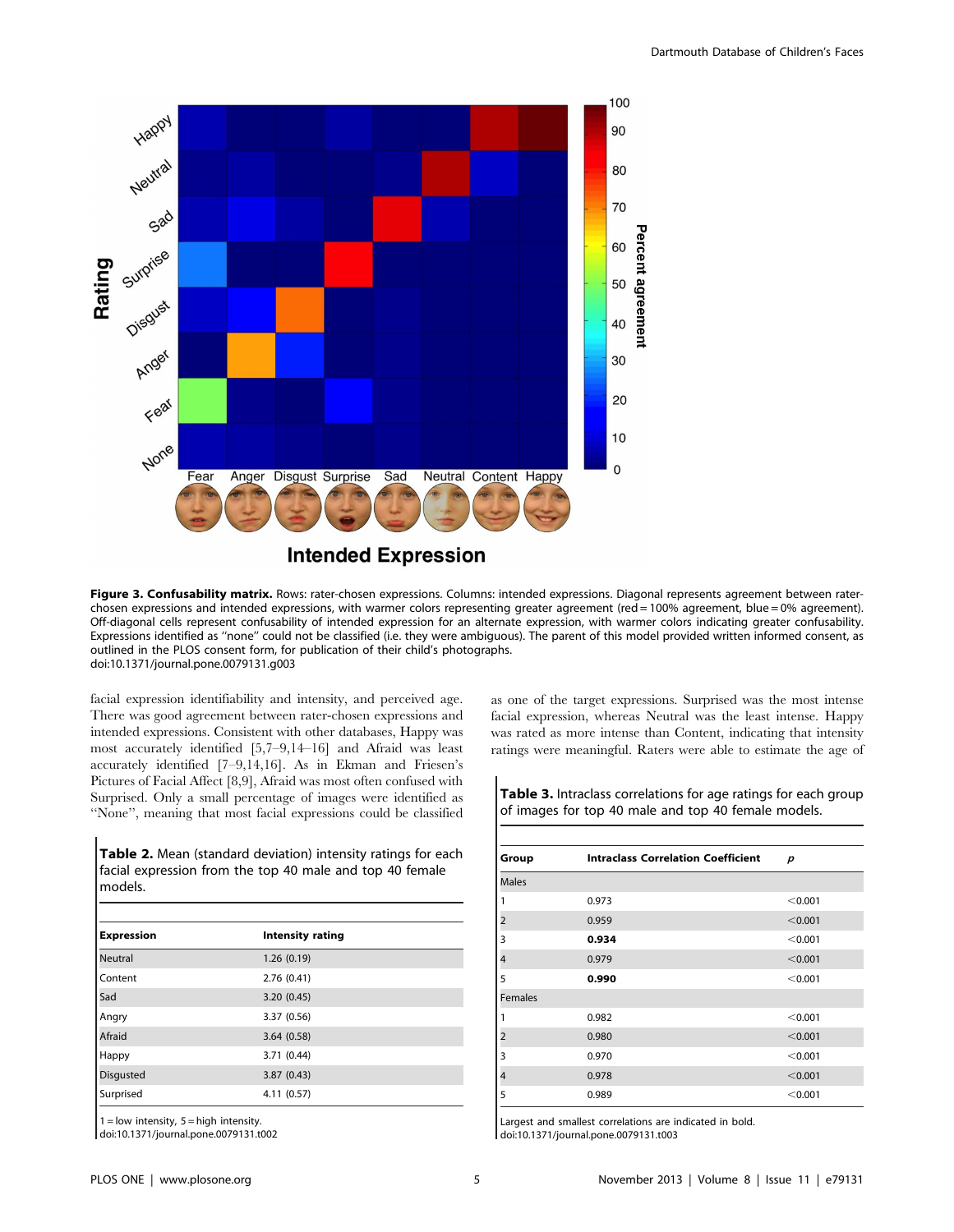**Figure 3. Confusability matrix.** Rows: rater-chosen expressions. Columns: intended expressions. Diagonal represents agreement between rater-chosen expressions and intended expressions, with warmer colors representing greater agreement (red = 100% agreement, blue = 0% agreement). Off-diagonal cells represent confusability of intended expression for an alternate expression, with warmer colors indicating greater confusability. Expressions identified as ''none'' could not be classified (i.e. they were ambiguous). The parent of this model provided written informed consent, as outlined in the PLOS consent form, for publication of their child's photographs.
doi:10.1371/journal.pone.0079131.g003

facial expression identifiability and intensity, and perceived age. There was good agreement between rater-chosen expressions and intended expressions. Consistent with other databases, Happy was most accurately identified [5,7–9,14–16] and Afraid was least accurately identified [7–9,14,16]. As in Ekman and Friesen's Pictures of Facial Affect [8,9], Afraid was most often confused with Surprised. Only a small percentage of images were identified as ''None'', meaning that most facial expressions could be classified as one of the target expressions. Surprised was the most intense facial expression, whereas Neutral was the least intense. Happy was rated as more intense than Content, indicating that intensity ratings were meaningful. Raters were able to estimate the age of

**Table 2.** Mean (standard deviation) intensity ratings for each facial expression from the top 40 male and top 40 female models.

| Expression | Intensity rating |
|---|---|
| Neutral | 1.26 (0.19) |
| Content | 2.76 (0.41) |
| Sad | 3.20 (0.45) |
| Angry | 3.37 (0.56) |
| Afraid | 3.64 (0.58) |
| Happy | 3.71 (0.44) |
| Disgusted | 3.87 (0.43) |
| Surprised | 4.11 (0.57) |

1 = low intensity, 5 = high intensity.
doi:10.1371/journal.pone.0079131.t002

**Table 3.** Intraclass correlations for age ratings for each group of images for top 40 male and top 40 female models.

| Group | Intraclass Correlation Coefficient | *p* |
|---|---|---|
| Males | | |
| 1 | 0.973 | <0.001 |
| 2 | 0.959 | <0.001 |
| 3 | **0.934** | <0.001 |
| 4 | 0.979 | <0.001 |
| 5 | **0.990** | <0.001 |
| Females | | |
| 1 | 0.982 | <0.001 |
| 2 | 0.980 | <0.001 |
| 3 | 0.970 | <0.001 |
| 4 | 0.978 | <0.001 |
| 5 | 0.989 | <0.001 |

Largest and smallest correlations are indicated in bold.
doi:10.1371/journal.pone.0079131.t003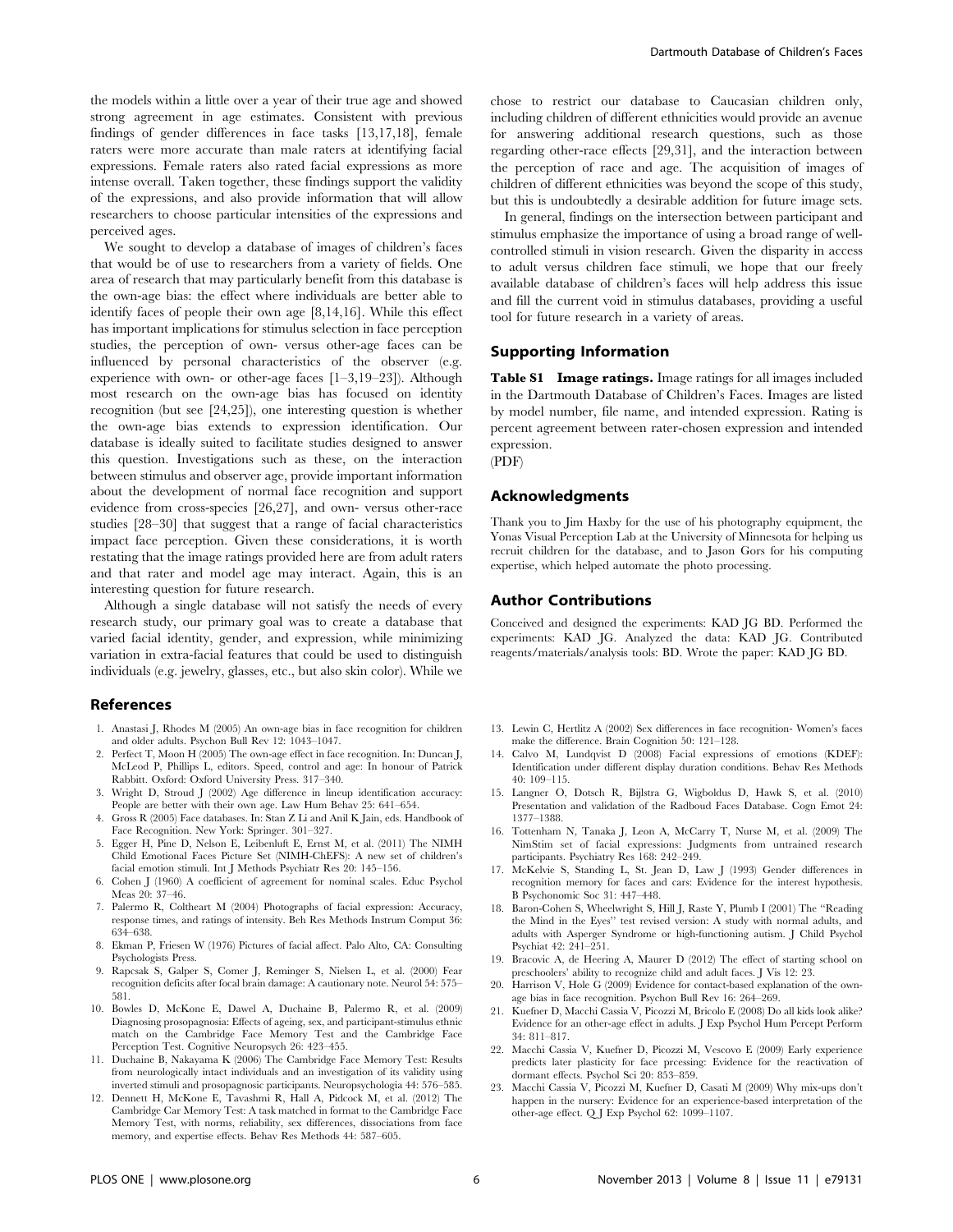the models within a little over a year of their true age and showed strong agreement in age estimates. Consistent with previous findings of gender differences in face tasks [13,17,18], female raters were more accurate than male raters at identifying facial expressions. Female raters also rated facial expressions as more intense overall. Taken together, these findings support the validity of the expressions, and also provide information that will allow researchers to choose particular intensities of the expressions and perceived ages.

We sought to develop a database of images of children's faces that would be of use to researchers from a variety of fields. One area of research that may particularly benefit from this database is the own-age bias: the effect where individuals are better able to identify faces of people their own age [8,14,16]. While this effect has important implications for stimulus selection in face perception studies, the perception of own- versus other-age faces can be influenced by personal characteristics of the observer (e.g. experience with own- or other-age faces [1–3,19–23]). Although most research on the own-age bias has focused on identity recognition (but see [24,25]), one interesting question is whether the own-age bias extends to expression identification. Our database is ideally suited to facilitate studies designed to answer this question. Investigations such as these, on the interaction between stimulus and observer age, provide important information about the development of normal face recognition and support evidence from cross-species [26,27], and own- versus other-race studies [28–30] that suggest that a range of facial characteristics impact face perception. Given these considerations, it is worth restating that the image ratings provided here are from adult raters and that rater and model age may interact. Again, this is an interesting question for future research.

Although a single database will not satisfy the needs of every research study, our primary goal was to create a database that varied facial identity, gender, and expression, while minimizing variation in extra-facial features that could be used to distinguish individuals (e.g. jewelry, glasses, etc., but also skin color). While we chose to restrict our database to Caucasian children only, including children of different ethnicities would provide an avenue for answering additional research questions, such as those regarding other-race effects [29,31], and the interaction between the perception of race and age. The acquisition of images of children of different ethnicities was beyond the scope of this study, but this is undoubtedly a desirable addition for future image sets.

In general, findings on the intersection between participant and stimulus emphasize the importance of using a broad range of well-controlled stimuli in vision research. Given the disparity in access to adult versus children face stimuli, we hope that our freely available database of children's faces will help address this issue and fill the current void in stimulus databases, providing a useful tool for future research in a variety of areas.

## Supporting Information

**Table S1 Image ratings.** Image ratings for all images included in the Dartmouth Database of Children's Faces. Images are listed by model number, file name, and intended expression. Rating is percent agreement between rater-chosen expression and intended expression.
(PDF)

## Acknowledgments

Thank you to Jim Haxby for the use of his photography equipment, the Yonas Visual Perception Lab at the University of Minnesota for helping us recruit children for the database, and to Jason Gors for his computing expertise, which helped automate the photo processing.

## Author Contributions

Conceived and designed the experiments: KAD JG BD. Performed the experiments: KAD JG. Analyzed the data: KAD JG. Contributed reagents/materials/analysis tools: BD. Wrote the paper: KAD JG BD.

## References

1. Anastasi J, Rhodes M (2005) An own-age bias in face recognition for children and older adults. Psychon Bull Rev 12: 1043–1047.
2. Perfect T, Moon H (2005) The own-age effect in face recognition. In: Duncan J, McLeod P, Phillips L, editors. Speed, control and age: In honour of Patrick Rabbitt. Oxford: Oxford University Press. 317–340.
3. Wright D, Stroud J (2002) Age difference in lineup identification accuracy: People are better with their own age. Law Hum Behav 25: 641–654.
4. Gross R (2005) Face databases. In: Stan Z Li and Anil K Jain, eds. Handbook of Face Recognition. New York: Springer. 301–327.
5. Egger H, Pine D, Nelson E, Leibenluft E, Ernst M, et al. (2011) The NIMH Child Emotional Faces Picture Set (NIMH-ChEFS): A new set of children's facial emotion stimuli. Int J Methods Psychiatr Res 20: 145–156.
6. Cohen J (1960) A coefficient of agreement for nominal scales. Educ Psychol Meas 20: 37–46.
7. Palermo R, Coltheart M (2004) Photographs of facial expression: Accuracy, response times, and ratings of intensity. Beh Res Methods Instrum Comput 36: 634–638.
8. Ekman P, Friesen W (1976) Pictures of facial affect. Palo Alto, CA: Consulting Psychologists Press.
9. Rapcsak S, Galper S, Comer J, Reminger S, Nielsen L, et al. (2000) Fear recognition deficits after focal brain damage: A cautionary note. Neurol 54: 575–581.
10. Bowles D, McKone E, Dawel A, Duchaine B, Palermo R, et al. (2009) Diagnosing prosopagnosia: Effects of ageing, sex, and participant-stimulus ethnic match on the Cambridge Face Memory Test and the Cambridge Face Perception Test. Cognitive Neuropsych 26: 423–455.
11. Duchaine B, Nakayama K (2006) The Cambridge Face Memory Test: Results from neurologically intact individuals and an investigation of its validity using inverted stimuli and prosopagnosic participants. Neuropsychologia 44: 576–585.
12. Dennett H, McKone E, Tavashmi R, Hall A, Pidcock M, et al. (2012) The Cambridge Car Memory Test: A task matched in format to the Cambridge Face Memory Test, with norms, reliability, sex differences, dissociations from face memory, and expertise effects. Behav Res Methods 44: 587–605.
13. Lewin C, Hertlitz A (2002) Sex differences in face recognition- Women's faces make the difference. Brain Cognition 50: 121–128.
14. Calvo M, Lundqvist D (2008) Facial expressions of emotions (KDEF): Identification under different display duration conditions. Behav Res Methods 40: 109–115.
15. Langner O, Dotsch R, Bijlstra G, Wigboldus D, Hawk S, et al. (2010) Presentation and validation of the Radboud Faces Database. Cogn Emot 24: 1377–1388.
16. Tottenham N, Tanaka J, Leon A, McCarry T, Nurse M, et al. (2009) The NimStim set of facial expressions: Judgments from untrained research participants. Psychiatry Res 168: 242–249.
17. McKelvie S, Standing L, St. Jean D, Law J (1993) Gender differences in recognition memory for faces and cars: Evidence for the interest hypothesis. B Psychonomic Soc 31: 447–448.
18. Baron-Cohen S, Wheelwright S, Hill J, Raste Y, Plumb I (2001) The ''Reading the Mind in the Eyes'' test revised version: A study with normal adults, and adults with Asperger Syndrome or high-functioning autism. J Child Psychol Psychiat 42: 241–251.
19. Bracovic A, de Heering A, Maurer D (2012) The effect of starting school on preschoolers' ability to recognize child and adult faces. J Vis 12: 23.
20. Harrison V, Hole G (2009) Evidence for contact-based explanation of the own-age bias in face recognition. Psychon Bull Rev 16: 264–269.
21. Kuefner D, Macchi Cassia V, Picozzi M, Bricolo E (2008) Do all kids look alike? Evidence for an other-age effect in adults. J Exp Psychol Hum Percept Perform 34: 811–817.
22. Macchi Cassia V, Kuefner D, Picozzi M, Vescovo E (2009) Early experience predicts later plasticity for face prcessing: Evidence for the reactivation of dormant effects. Psychol Sci 20: 853–859.
23. Macchi Cassia V, Picozzi M, Kuefner D, Casati M (2009) Why mix-ups don't happen in the nursery: Evidence for an experience-based interpretation of the other-age effect. Q J Exp Psychol 62: 1099–1107.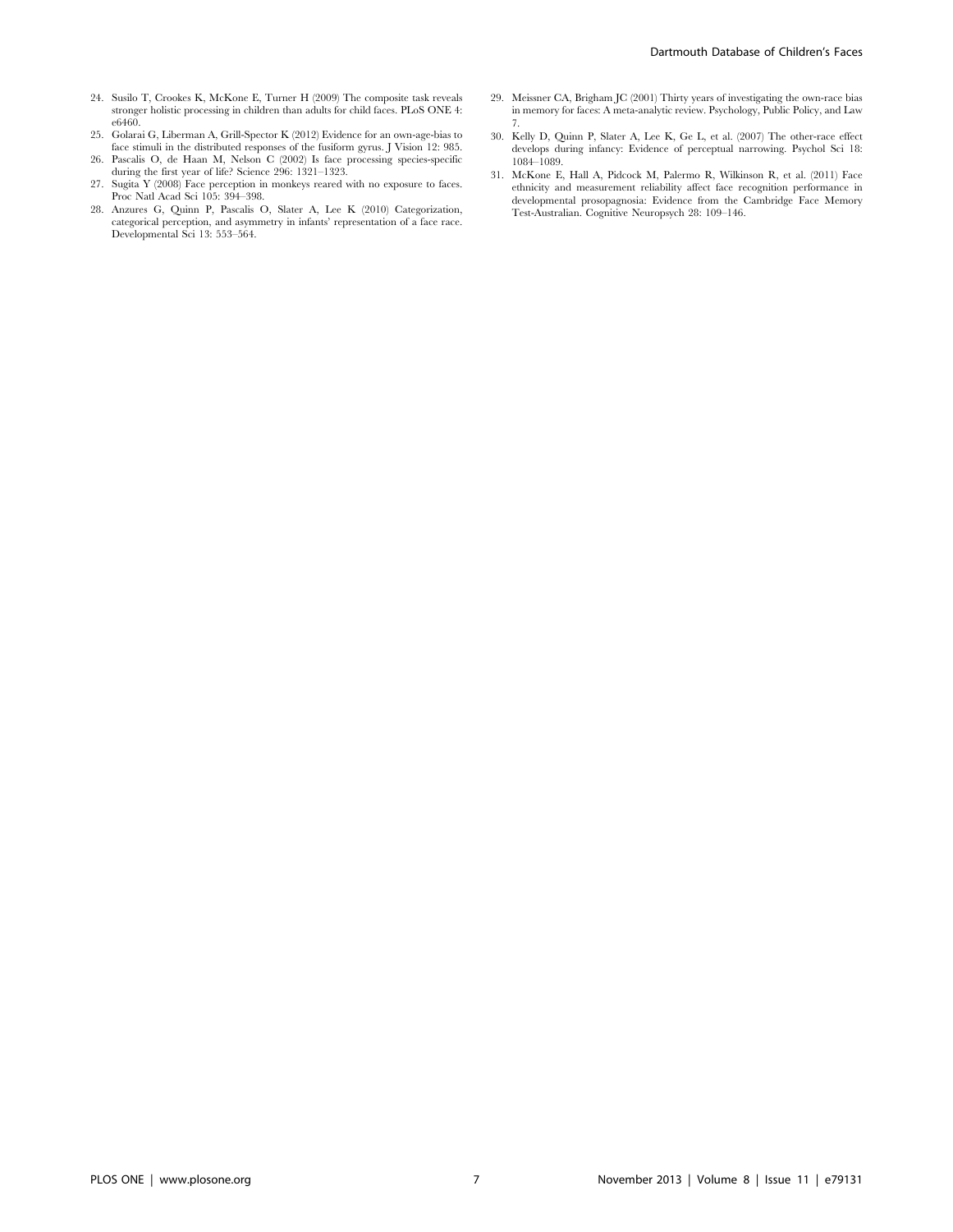24. Susilo T, Crookes K, McKone E, Turner H (2009) The composite task reveals stronger holistic processing in children than adults for child faces. PLoS ONE 4: e6460.
25. Golarai G, Liberman A, Grill-Spector K (2012) Evidence for an own-age-bias to face stimuli in the distributed responses of the fusiform gyrus. J Vision 12: 985.
26. Pascalis O, de Haan M, Nelson C (2002) Is face processing species-specific during the first year of life? Science 296: 1321–1323.
27. Sugita Y (2008) Face perception in monkeys reared with no exposure to faces. Proc Natl Acad Sci 105: 394–398.
28. Anzures G, Quinn P, Pascalis O, Slater A, Lee K (2010) Categorization, categorical perception, and asymmetry in infants' representation of a face race. Developmental Sci 13: 553–564.
29. Meissner CA, Brigham JC (2001) Thirty years of investigating the own-race bias in memory for faces: A meta-analytic review. Psychology, Public Policy, and Law 7.
30. Kelly D, Quinn P, Slater A, Lee K, Ge L, et al. (2007) The other-race effect develops during infancy: Evidence of perceptual narrowing. Psychol Sci 18: 1084–1089.
31. McKone E, Hall A, Pidcock M, Palermo R, Wilkinson R, et al. (2011) Face ethnicity and measurement reliability affect face recognition performance in developmental prosopagnosia: Evidence from the Cambridge Face Memory Test-Australian. Cognitive Neuropsych 28: 109–146.